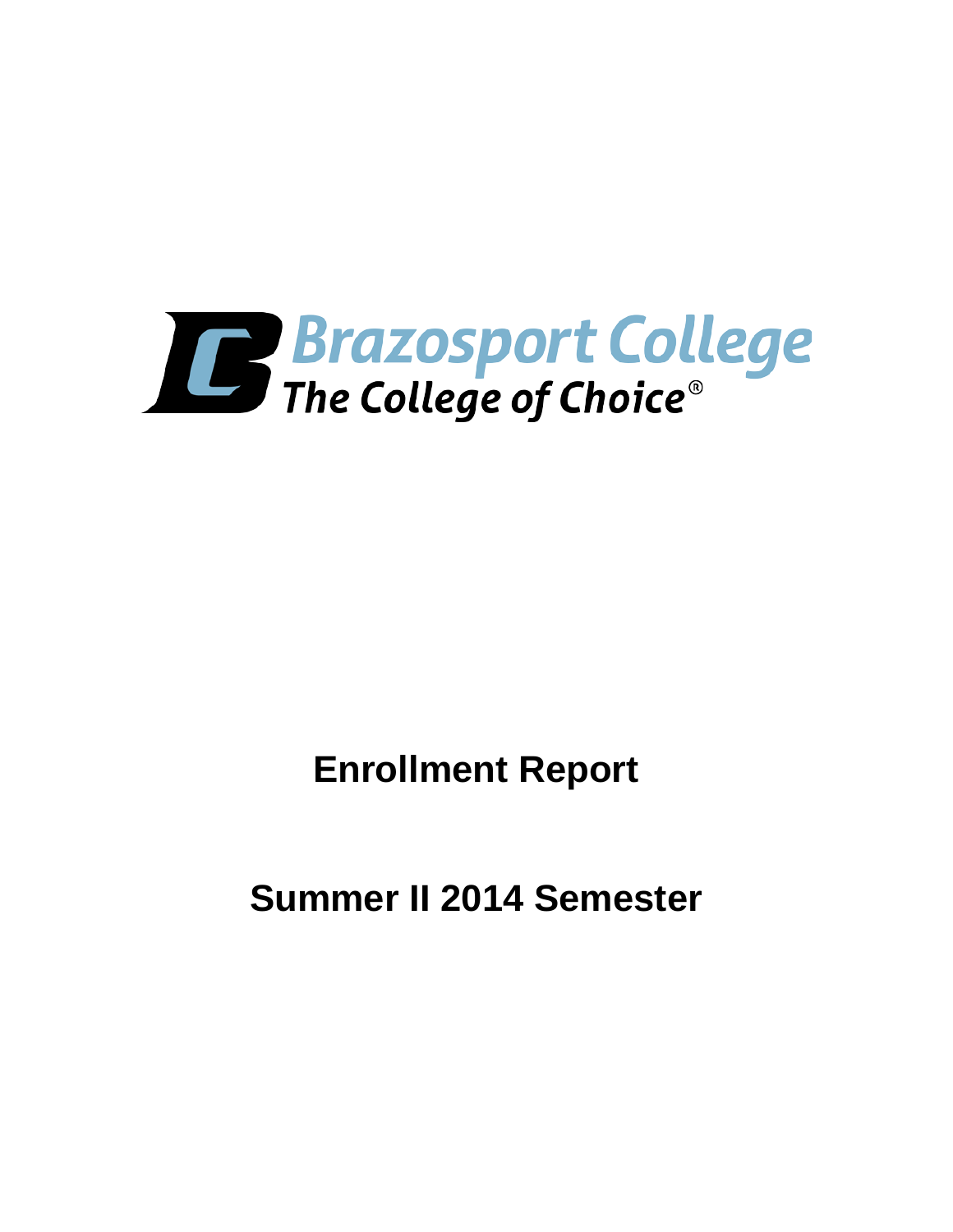Brazosport College

The College of Choice®

# Enrollment Report

# Summer II 2014 Semester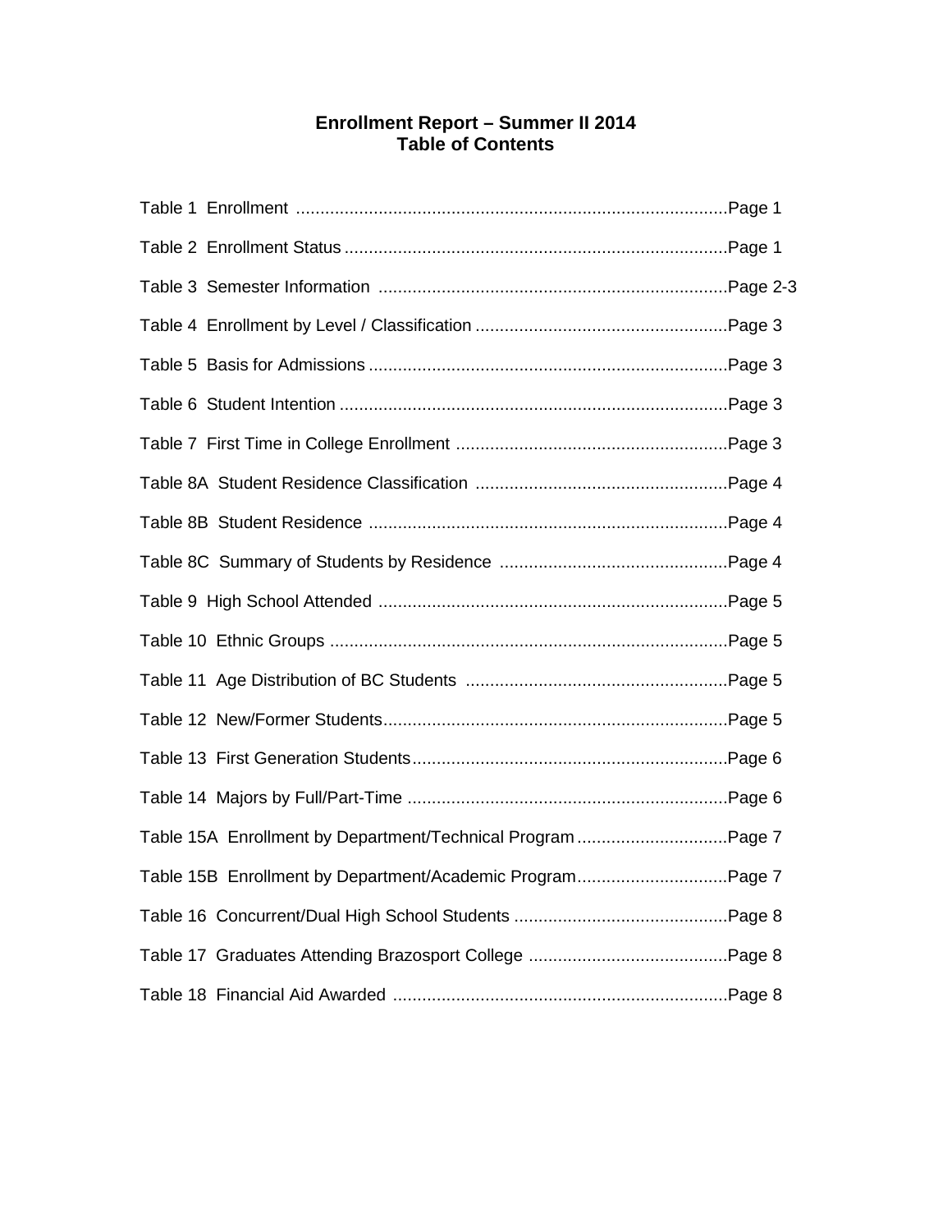# Enrollment Report – Summer II 2014
## Table of Contents

| Table | Page |
|---|---|
| Table 1 Enrollment | Page 1 |
| Table 2 Enrollment Status | Page 1 |
| Table 3 Semester Information | Page 2-3 |
| Table 4 Enrollment by Level / Classification | Page 3 |
| Table 5 Basis for Admissions | Page 3 |
| Table 6 Student Intention | Page 3 |
| Table 7 First Time in College Enrollment | Page 3 |
| Table 8A Student Residence Classification | Page 4 |
| Table 8B Student Residence | Page 4 |
| Table 8C Summary of Students by Residence | Page 4 |
| Table 9 High School Attended | Page 5 |
| Table 10 Ethnic Groups | Page 5 |
| Table 11 Age Distribution of BC Students | Page 5 |
| Table 12 New/Former Students | Page 5 |
| Table 13 First Generation Students | Page 6 |
| Table 14 Majors by Full/Part-Time | Page 6 |
| Table 15A Enrollment by Department/Technical Program | Page 7 |
| Table 15B Enrollment by Department/Academic Program | Page 7 |
| Table 16 Concurrent/Dual High School Students | Page 8 |
| Table 17 Graduates Attending Brazosport College | Page 8 |
| Table 18 Financial Aid Awarded | Page 8 |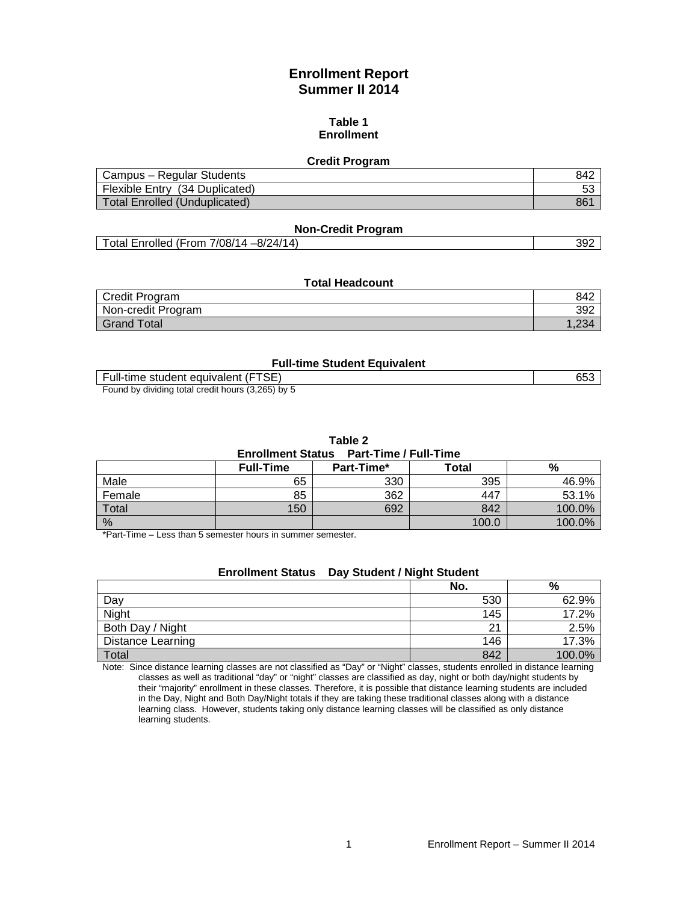# Enrollment Report
## Summer II 2014

### Table 1
### Enrollment

**Credit Program**

| | |
|---|---|
| Campus – Regular Students | 842 |
| Flexible Entry (34 Duplicated) | 53 |
| Total Enrolled (Unduplicated) | 861 |

**Non-Credit Program**

| | |
|---|---|
| Total Enrolled (From 7/08/14 –8/24/14) | 392 |

**Total Headcount**

| | |
|---|---|
| Credit Program | 842 |
| Non-credit Program | 392 |
| Grand Total | 1,234 |

**Full-time Student Equivalent**

| | |
|---|---|
| Full-time student equivalent (FTSE) | 653 |

Found by dividing total credit hours (3,265) by 5

### Table 2
**Enrollment Status Part-Time / Full-Time**

| | Full-Time | Part-Time* | Total | % |
|---|---|---|---|---|
| Male | 65 | 330 | 395 | 46.9% |
| Female | 85 | 362 | 447 | 53.1% |
| Total | 150 | 692 | 842 | 100.0% |
| % | | | 100.0 | 100.0% |

*Part-Time – Less than 5 semester hours in summer semester.

**Enrollment Status Day Student / Night Student**

| | No. | % |
|---|---|---|
| Day | 530 | 62.9% |
| Night | 145 | 17.2% |
| Both Day / Night | 21 | 2.5% |
| Distance Learning | 146 | 17.3% |
| Total | 842 | 100.0% |

Note: Since distance learning classes are not classified as "Day" or "Night" classes, students enrolled in distance learning classes as well as traditional "day" or "night" classes are classified as day, night or both day/night students by their "majority" enrollment in these classes. Therefore, it is possible that distance learning students are included in the Day, Night and Both Day/Night totals if they are taking these traditional classes along with a distance learning class. However, students taking only distance learning classes will be classified as only distance learning students.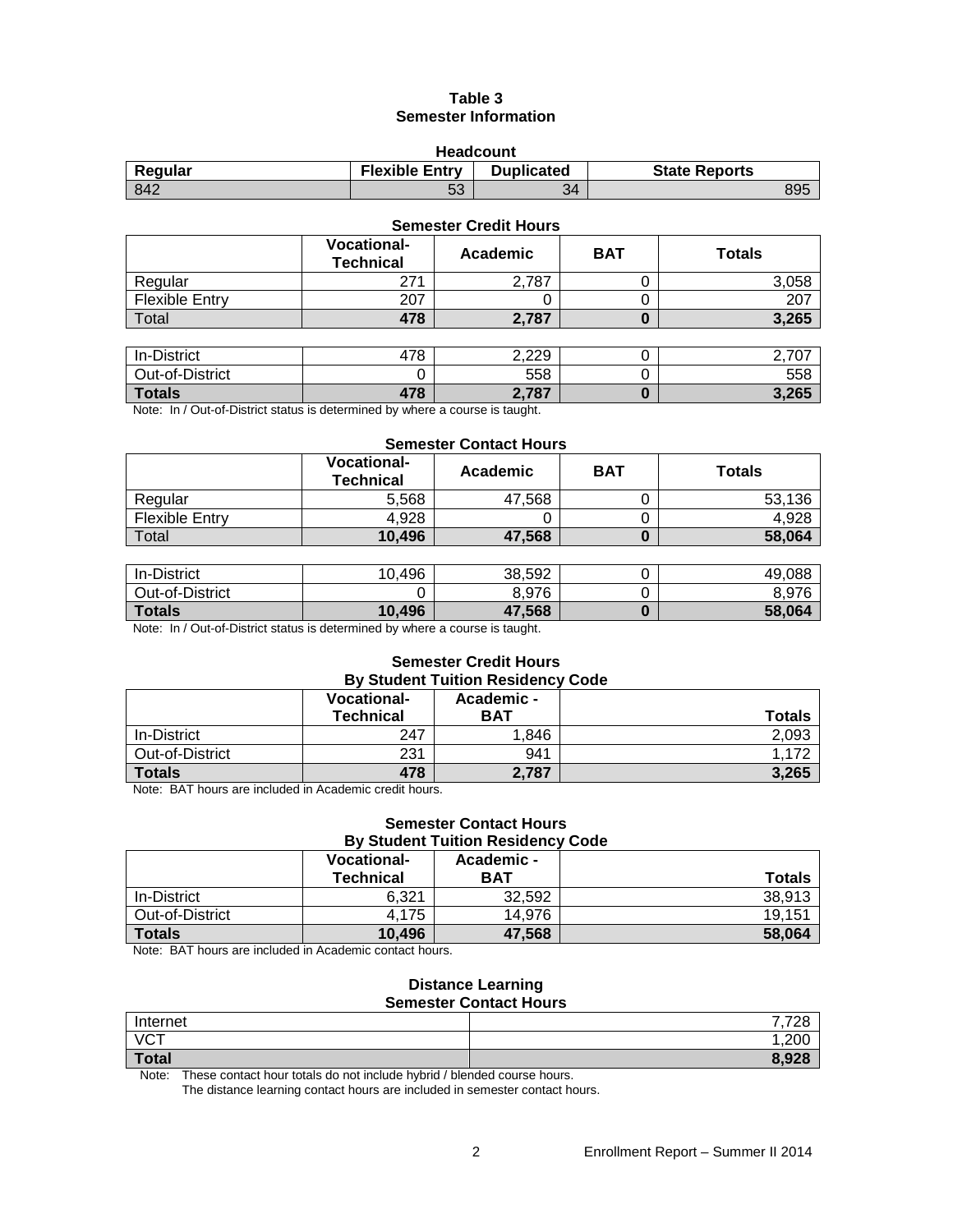# Table 3
## Semester Information

**Headcount**

| Regular | Flexible Entry | Duplicated | State Reports |
|---|---|---|---|
| 842 | 53 | 34 | 895 |

**Semester Credit Hours**

| | Vocational-Technical | Academic | BAT | Totals |
|---|---|---|---|---|
| Regular | 271 | 2,787 | 0 | 3,058 |
| Flexible Entry | 207 | 0 | 0 | 207 |
| Total | **478** | **2,787** | **0** | **3,265** |

| | | | | |
|---|---|---|---|---|
| In-District | 478 | 2,229 | 0 | 2,707 |
| Out-of-District | 0 | 558 | 0 | 558 |
| **Totals** | **478** | **2,787** | **0** | **3,265** |

Note: In / Out-of-District status is determined by where a course is taught.

**Semester Contact Hours**

| | Vocational-Technical | Academic | BAT | Totals |
|---|---|---|---|---|
| Regular | 5,568 | 47,568 | 0 | 53,136 |
| Flexible Entry | 4,928 | 0 | 0 | 4,928 |
| Total | **10,496** | **47,568** | **0** | **58,064** |

| | | | | |
|---|---|---|---|---|
| In-District | 10,496 | 38,592 | 0 | 49,088 |
| Out-of-District | 0 | 8,976 | 0 | 8,976 |
| **Totals** | **10,496** | **47,568** | **0** | **58,064** |

Note: In / Out-of-District status is determined by where a course is taught.

**Semester Credit Hours**
**By Student Tuition Residency Code**

| | Vocational-Technical | Academic - BAT | Totals |
|---|---|---|---|
| In-District | 247 | 1,846 | 2,093 |
| Out-of-District | 231 | 941 | 1,172 |
| **Totals** | **478** | **2,787** | **3,265** |

Note: BAT hours are included in Academic credit hours.

**Semester Contact Hours**
**By Student Tuition Residency Code**

| | Vocational-Technical | Academic - BAT | Totals |
|---|---|---|---|
| In-District | 6,321 | 32,592 | 38,913 |
| Out-of-District | 4,175 | 14,976 | 19,151 |
| **Totals** | **10,496** | **47,568** | **58,064** |

Note: BAT hours are included in Academic contact hours.

**Distance Learning**
**Semester Contact Hours**

| | |
|---|---|
| Internet | 7,728 |
| VCT | 1,200 |
| **Total** | **8,928** |

Note: These contact hour totals do not include hybrid / blended course hours.
The distance learning contact hours are included in semester contact hours.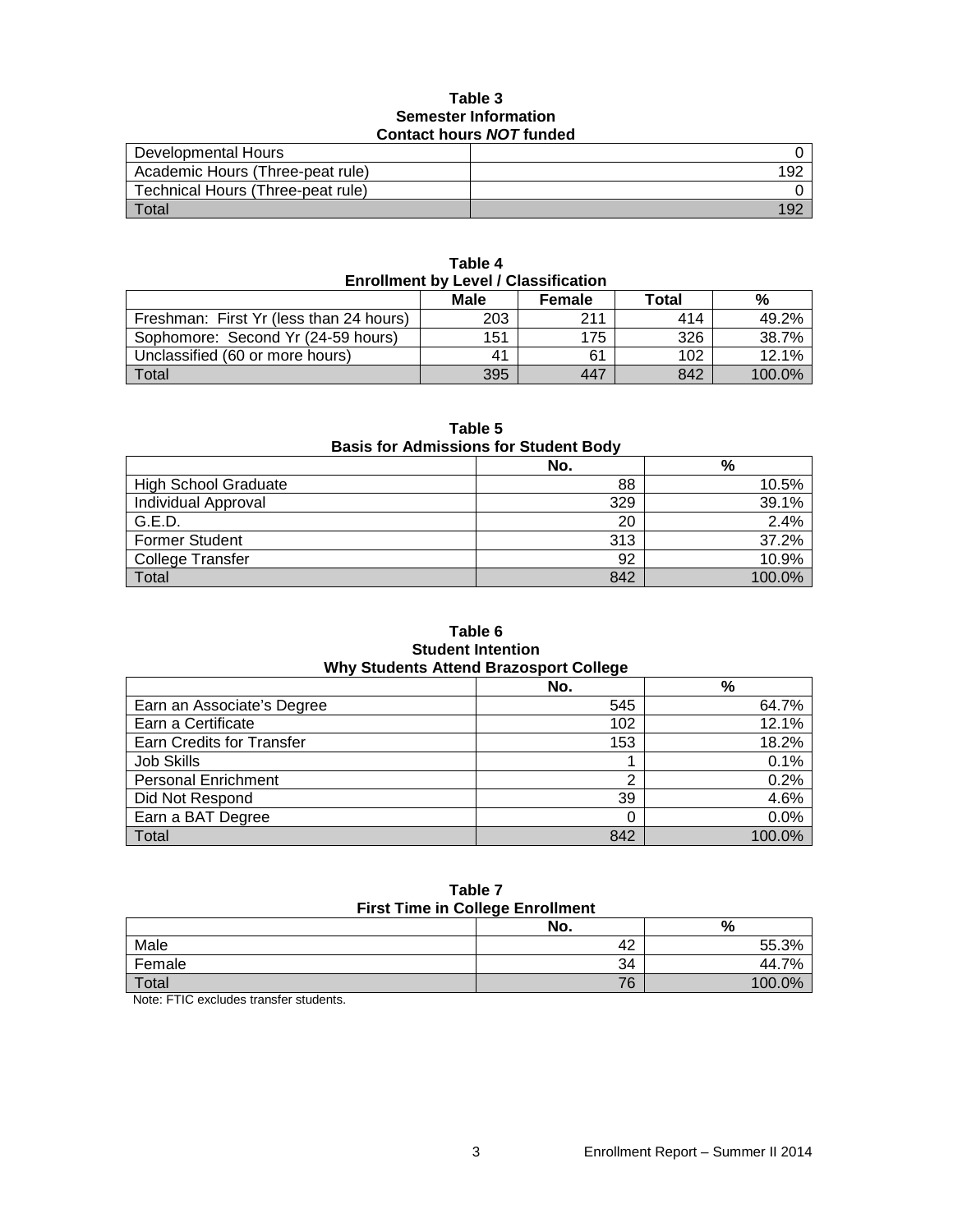**Table 3**
**Semester Information**
**Contact hours *NOT* funded**

| | |
|---|---|
| Developmental Hours | 0 |
| Academic Hours (Three-peat rule) | 192 |
| Technical Hours (Three-peat rule) | 0 |
| Total | 192 |

**Table 4**
**Enrollment by Level / Classification**

| | Male | Female | Total | % |
|---|---|---|---|---|
| Freshman: First Yr (less than 24 hours) | 203 | 211 | 414 | 49.2% |
| Sophomore: Second Yr (24-59 hours) | 151 | 175 | 326 | 38.7% |
| Unclassified (60 or more hours) | 41 | 61 | 102 | 12.1% |
| Total | 395 | 447 | 842 | 100.0% |

**Table 5**
**Basis for Admissions for Student Body**

| | No. | % |
|---|---|---|
| High School Graduate | 88 | 10.5% |
| Individual Approval | 329 | 39.1% |
| G.E.D. | 20 | 2.4% |
| Former Student | 313 | 37.2% |
| College Transfer | 92 | 10.9% |
| Total | 842 | 100.0% |

**Table 6**
**Student Intention**
**Why Students Attend Brazosport College**

| | No. | % |
|---|---|---|
| Earn an Associate's Degree | 545 | 64.7% |
| Earn a Certificate | 102 | 12.1% |
| Earn Credits for Transfer | 153 | 18.2% |
| Job Skills | 1 | 0.1% |
| Personal Enrichment | 2 | 0.2% |
| Did Not Respond | 39 | 4.6% |
| Earn a BAT Degree | 0 | 0.0% |
| Total | 842 | 100.0% |

**Table 7**
**First Time in College Enrollment**

| | No. | % |
|---|---|---|
| Male | 42 | 55.3% |
| Female | 34 | 44.7% |
| Total | 76 | 100.0% |

Note: FTIC excludes transfer students.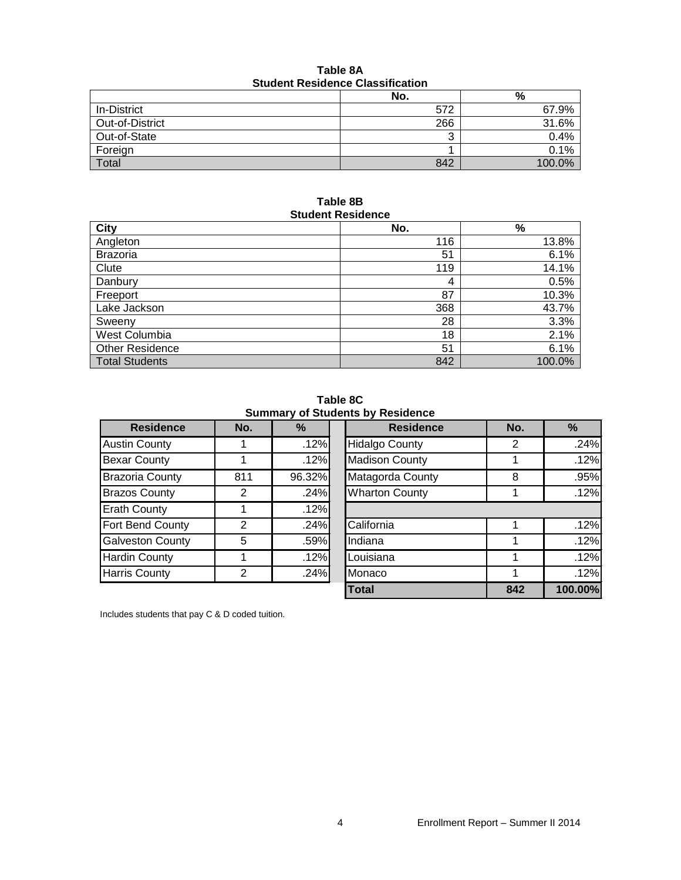**Table 8A**
**Student Residence Classification**

| | No. | % |
|---|---|---|
| In-District | 572 | 67.9% |
| Out-of-District | 266 | 31.6% |
| Out-of-State | 3 | 0.4% |
| Foreign | 1 | 0.1% |
| Total | 842 | 100.0% |

**Table 8B**
**Student Residence**

| City | No. | % |
|---|---|---|
| Angleton | 116 | 13.8% |
| Brazoria | 51 | 6.1% |
| Clute | 119 | 14.1% |
| Danbury | 4 | 0.5% |
| Freeport | 87 | 10.3% |
| Lake Jackson | 368 | 43.7% |
| Sweeny | 28 | 3.3% |
| West Columbia | 18 | 2.1% |
| Other Residence | 51 | 6.1% |
| Total Students | 842 | 100.0% |

**Table 8C**
**Summary of Students by Residence**

| Residence | No. | % | Residence | No. | % |
|---|---|---|---|---|---|
| Austin County | 1 | .12% | Hidalgo County | 2 | .24% |
| Bexar County | 1 | .12% | Madison County | 1 | .12% |
| Brazoria County | 811 | 96.32% | Matagorda County | 8 | .95% |
| Brazos County | 2 | .24% | Wharton County | 1 | .12% |
| Erath County | 1 | .12% | | | |
| Fort Bend County | 2 | .24% | California | 1 | .12% |
| Galveston County | 5 | .59% | Indiana | 1 | .12% |
| Hardin County | 1 | .12% | Louisiana | 1 | .12% |
| Harris County | 2 | .24% | Monaco | 1 | .12% |
| | | | **Total** | **842** | **100.00%** |

Includes students that pay C & D coded tuition.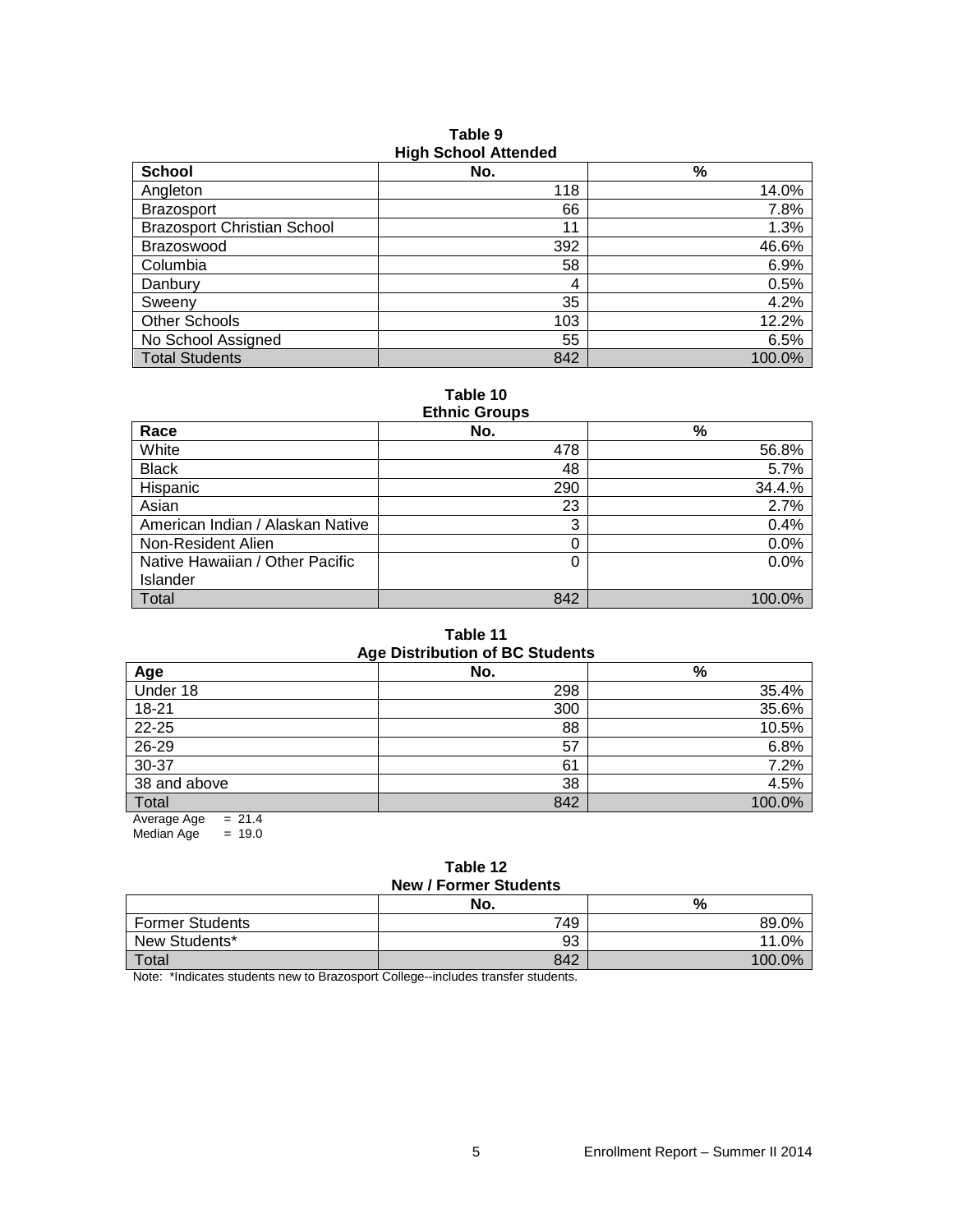**Table 9**
**High School Attended**

| School | No. | % |
|---|---|---|
| Angleton | 118 | 14.0% |
| Brazosport | 66 | 7.8% |
| Brazosport Christian School | 11 | 1.3% |
| Brazoswood | 392 | 46.6% |
| Columbia | 58 | 6.9% |
| Danbury | 4 | 0.5% |
| Sweeny | 35 | 4.2% |
| Other Schools | 103 | 12.2% |
| No School Assigned | 55 | 6.5% |
| Total Students | 842 | 100.0% |

**Table 10**
**Ethnic Groups**

| Race | No. | % |
|---|---|---|
| White | 478 | 56.8% |
| Black | 48 | 5.7% |
| Hispanic | 290 | 34.4.% |
| Asian | 23 | 2.7% |
| American Indian / Alaskan Native | 3 | 0.4% |
| Non-Resident Alien | 0 | 0.0% |
| Native Hawaiian / Other Pacific Islander | 0 | 0.0% |
| Total | 842 | 100.0% |

**Table 11**
**Age Distribution of BC Students**

| Age | No. | % |
|---|---|---|
| Under 18 | 298 | 35.4% |
| 18-21 | 300 | 35.6% |
| 22-25 | 88 | 10.5% |
| 26-29 | 57 | 6.8% |
| 30-37 | 61 | 7.2% |
| 38 and above | 38 | 4.5% |
| Total | 842 | 100.0% |

Average Age = 21.4
Median Age = 19.0

**Table 12**
**New / Former Students**

| | No. | % |
|---|---|---|
| Former Students | 749 | 89.0% |
| New Students* | 93 | 11.0% |
| Total | 842 | 100.0% |

Note: *Indicates students new to Brazosport College--includes transfer students.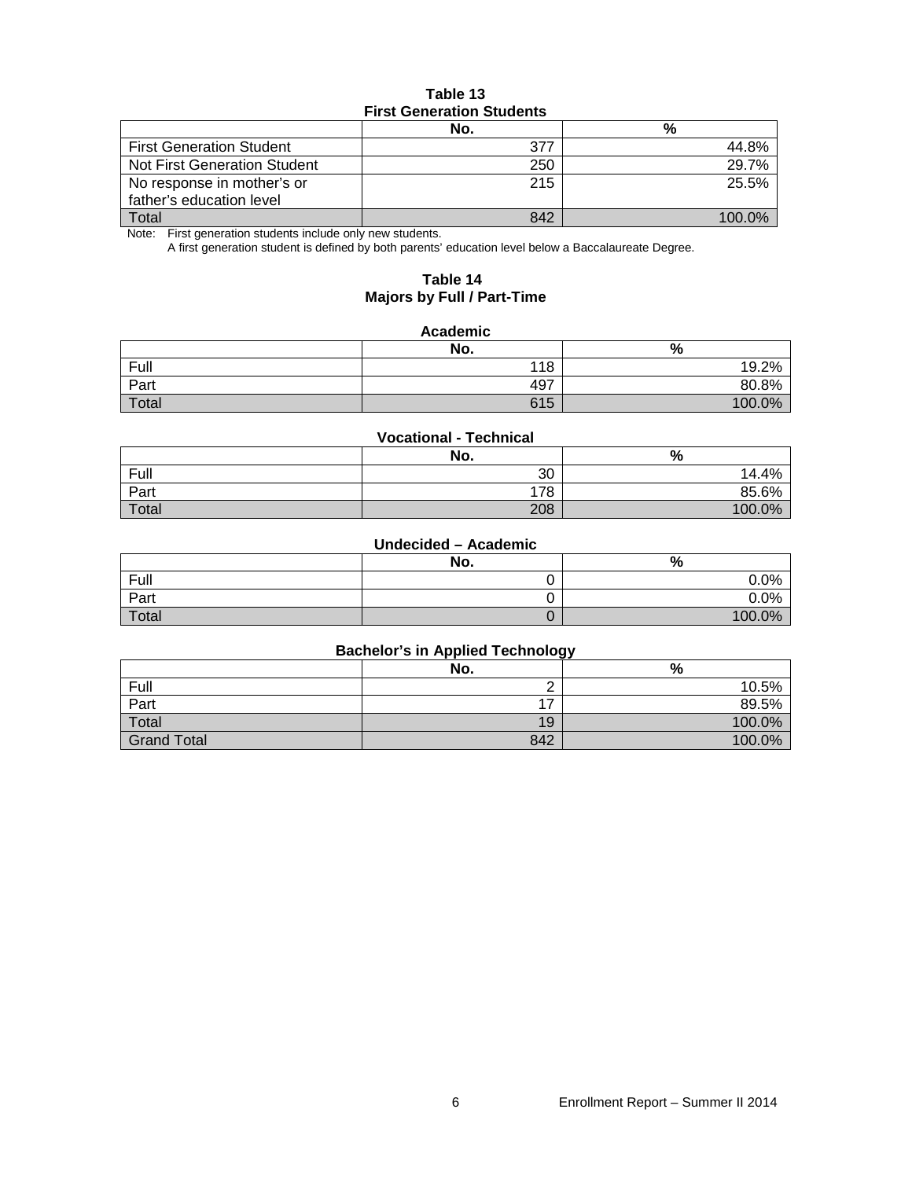**Table 13**
**First Generation Students**

| | No. | % |
|---|---|---|
| First Generation Student | 377 | 44.8% |
| Not First Generation Student | 250 | 29.7% |
| No response in mother's or father's education level | 215 | 25.5% |
| Total | 842 | 100.0% |

Note: First generation students include only new students.
A first generation student is defined by both parents' education level below a Baccalaureate Degree.

**Table 14**
**Majors by Full / Part-Time**

**Academic**

| | No. | % |
|---|---|---|
| Full | 118 | 19.2% |
| Part | 497 | 80.8% |
| Total | 615 | 100.0% |

**Vocational - Technical**

| | No. | % |
|---|---|---|
| Full | 30 | 14.4% |
| Part | 178 | 85.6% |
| Total | 208 | 100.0% |

**Undecided – Academic**

| | No. | % |
|---|---|---|
| Full | 0 | 0.0% |
| Part | 0 | 0.0% |
| Total | 0 | 100.0% |

**Bachelor's in Applied Technology**

| | No. | % |
|---|---|---|
| Full | 2 | 10.5% |
| Part | 17 | 89.5% |
| Total | 19 | 100.0% |
| Grand Total | 842 | 100.0% |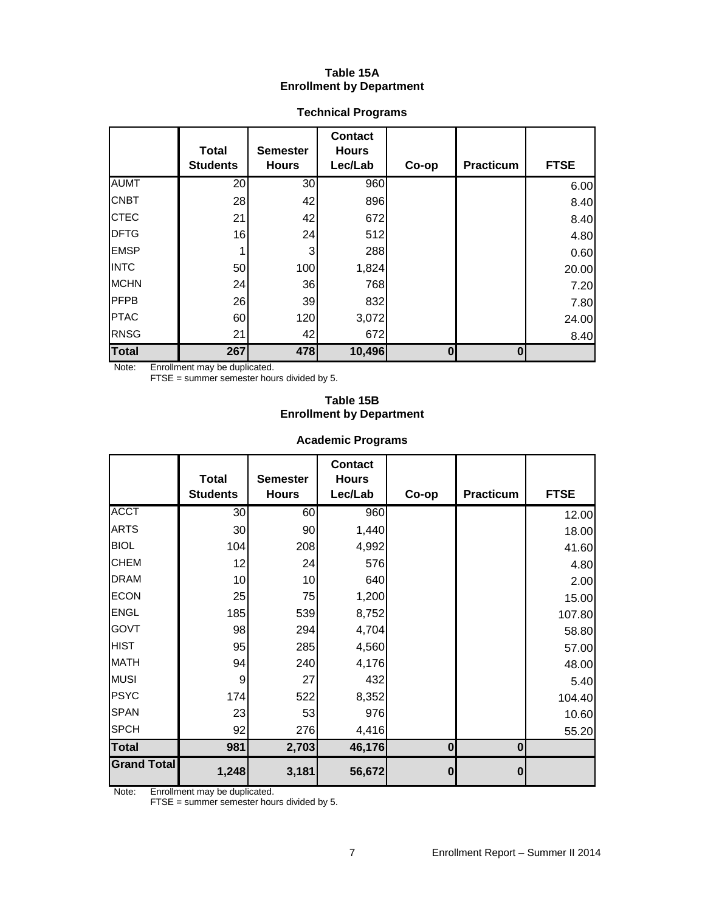**Table 15A**
**Enrollment by Department**

**Technical Programs**

| | Total Students | Semester Hours | Contact Hours Lec/Lab | Co-op | Practicum | FTSE |
|---|---|---|---|---|---|---|
| AUMT | 20 | 30 | 960 | | | 6.00 |
| CNBT | 28 | 42 | 896 | | | 8.40 |
| CTEC | 21 | 42 | 672 | | | 8.40 |
| DFTG | 16 | 24 | 512 | | | 4.80 |
| EMSP | 1 | 3 | 288 | | | 0.60 |
| INTC | 50 | 100 | 1,824 | | | 20.00 |
| MCHN | 24 | 36 | 768 | | | 7.20 |
| PFPB | 26 | 39 | 832 | | | 7.80 |
| PTAC | 60 | 120 | 3,072 | | | 24.00 |
| RNSG | 21 | 42 | 672 | | | 8.40 |
| **Total** | **267** | **478** | **10,496** | **0** | **0** | |

Note: Enrollment may be duplicated.
FTSE = summer semester hours divided by 5.

**Table 15B**
**Enrollment by Department**

**Academic Programs**

| | Total Students | Semester Hours | Contact Hours Lec/Lab | Co-op | Practicum | FTSE |
|---|---|---|---|---|---|---|
| ACCT | 30 | 60 | 960 | | | 12.00 |
| ARTS | 30 | 90 | 1,440 | | | 18.00 |
| BIOL | 104 | 208 | 4,992 | | | 41.60 |
| CHEM | 12 | 24 | 576 | | | 4.80 |
| DRAM | 10 | 10 | 640 | | | 2.00 |
| ECON | 25 | 75 | 1,200 | | | 15.00 |
| ENGL | 185 | 539 | 8,752 | | | 107.80 |
| GOVT | 98 | 294 | 4,704 | | | 58.80 |
| HIST | 95 | 285 | 4,560 | | | 57.00 |
| MATH | 94 | 240 | 4,176 | | | 48.00 |
| MUSI | 9 | 27 | 432 | | | 5.40 |
| PSYC | 174 | 522 | 8,352 | | | 104.40 |
| SPAN | 23 | 53 | 976 | | | 10.60 |
| SPCH | 92 | 276 | 4,416 | | | 55.20 |
| **Total** | **981** | **2,703** | **46,176** | **0** | **0** | |
| **Grand Total** | **1,248** | **3,181** | **56,672** | **0** | **0** | |

Note: Enrollment may be duplicated.
FTSE = summer semester hours divided by 5.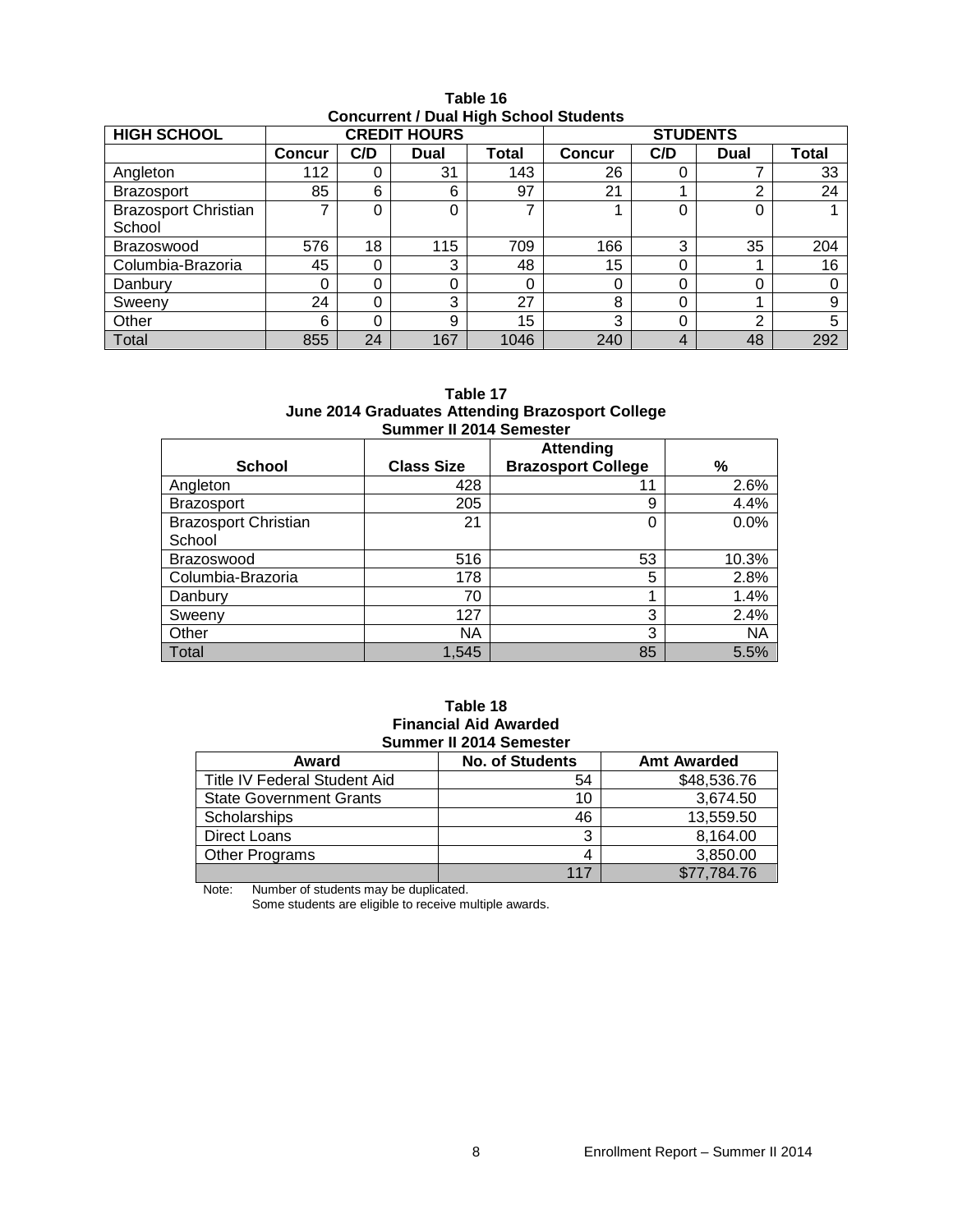**Table 16**
**Concurrent / Dual High School Students**

| HIGH SCHOOL | CREDIT HOURS | | | | STUDENTS | | | |
|---|---|---|---|---|---|---|---|---|
| | Concur | C/D | Dual | Total | Concur | C/D | Dual | Total |
| Angleton | 112 | 0 | 31 | 143 | 26 | 0 | 7 | 33 |
| Brazosport | 85 | 6 | 6 | 97 | 21 | 1 | 2 | 24 |
| Brazosport Christian School | 7 | 0 | 0 | 7 | 1 | 0 | 0 | 1 |
| Brazoswood | 576 | 18 | 115 | 709 | 166 | 3 | 35 | 204 |
| Columbia-Brazoria | 45 | 0 | 3 | 48 | 15 | 0 | 1 | 16 |
| Danbury | 0 | 0 | 0 | 0 | 0 | 0 | 0 | 0 |
| Sweeny | 24 | 0 | 3 | 27 | 8 | 0 | 1 | 9 |
| Other | 6 | 0 | 9 | 15 | 3 | 0 | 2 | 5 |
| Total | 855 | 24 | 167 | 1046 | 240 | 4 | 48 | 292 |

**Table 17**
**June 2014 Graduates Attending Brazosport College**
**Summer II 2014 Semester**

| School | Class Size | Attending Brazosport College | % |
|---|---|---|---|
| Angleton | 428 | 11 | 2.6% |
| Brazosport | 205 | 9 | 4.4% |
| Brazosport Christian School | 21 | 0 | 0.0% |
| Brazoswood | 516 | 53 | 10.3% |
| Columbia-Brazoria | 178 | 5 | 2.8% |
| Danbury | 70 | 1 | 1.4% |
| Sweeny | 127 | 3 | 2.4% |
| Other | NA | 3 | NA |
| Total | 1,545 | 85 | 5.5% |

**Table 18**
**Financial Aid Awarded**
**Summer II 2014 Semester**

| Award | No. of Students | Amt Awarded |
|---|---|---|
| Title IV Federal Student Aid | 54 | $48,536.76 |
| State Government Grants | 10 | 3,674.50 |
| Scholarships | 46 | 13,559.50 |
| Direct Loans | 3 | 8,164.00 |
| Other Programs | 4 | 3,850.00 |
| | 117 | $77,784.76 |

Note: Number of students may be duplicated.
Some students are eligible to receive multiple awards.